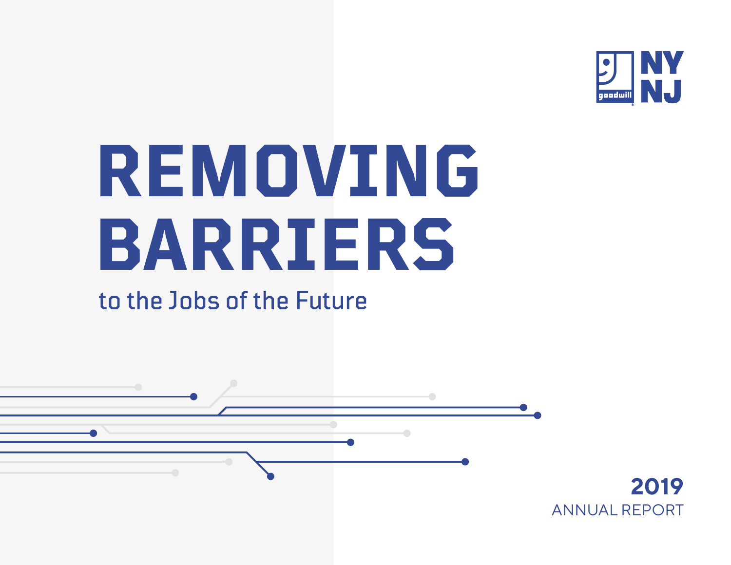goodwill NY NJ

# REMOVING BARRIERS

## to the Jobs of the Future

**2019**

ANNUAL REPORT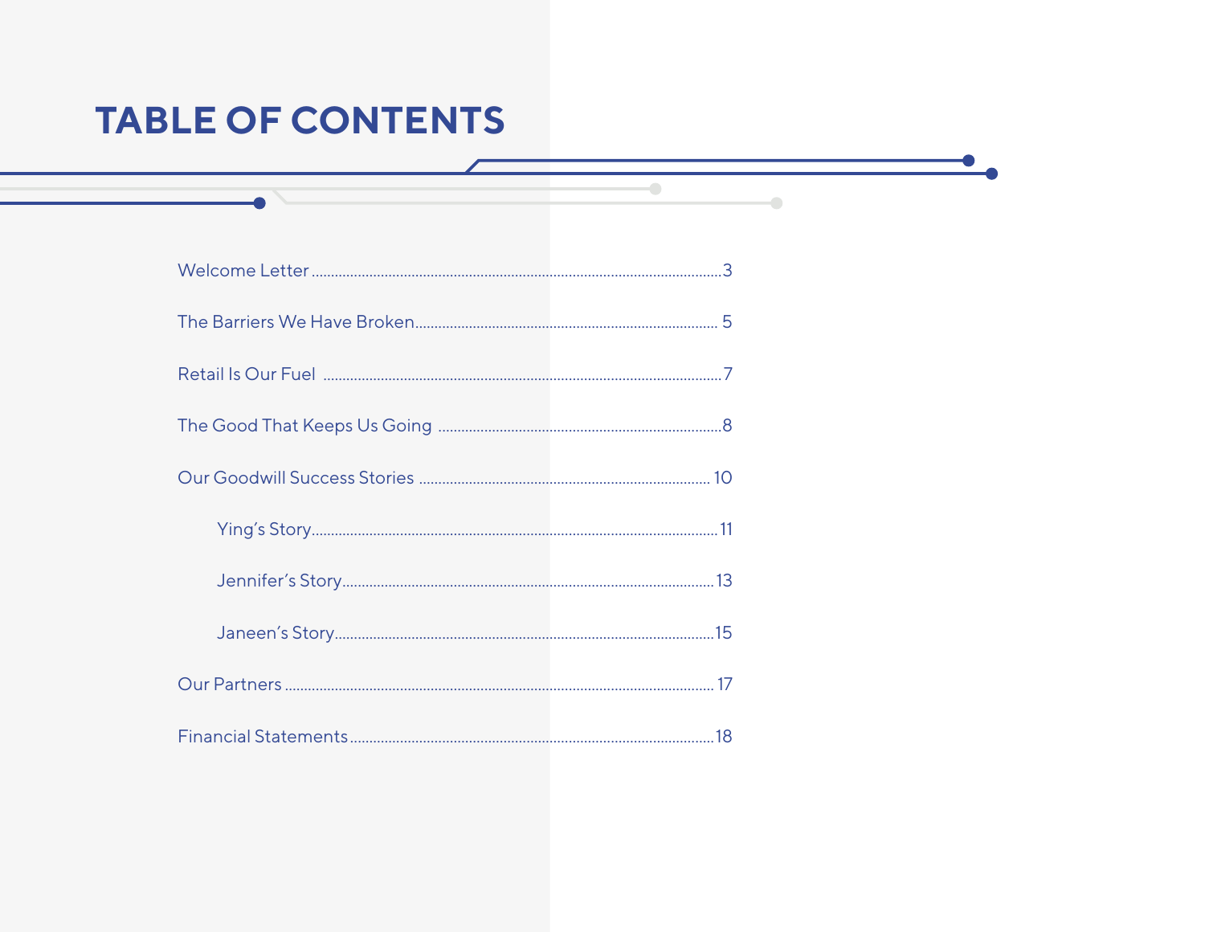# TABLE OF CONTENTS

- Welcome Letter ........ 3
- The Barriers We Have Broken ........ 5
- Retail Is Our Fuel ........ 7
- The Good That Keeps Us Going ........ 8
- Our Goodwill Success Stories ........ 10
    - Ying's Story ........ 11
    - Jennifer's Story ........ 13
    - Janeen's Story ........ 15
- Our Partners ........ 17
- Financial Statements ........ 18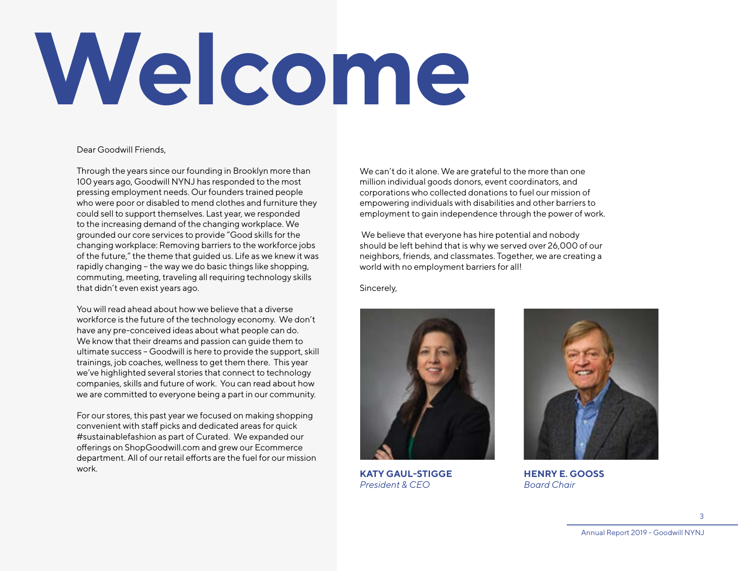# Welcome

Dear Goodwill Friends,

Through the years since our founding in Brooklyn more than 100 years ago, Goodwill NYNJ has responded to the most pressing employment needs. Our founders trained people who were poor or disabled to mend clothes and furniture they could sell to support themselves. Last year, we responded to the increasing demand of the changing workplace. We grounded our core services to provide "Good skills for the changing workplace: Removing barriers to the workforce jobs of the future," the theme that guided us. Life as we knew it was rapidly changing – the way we do basic things like shopping, commuting, meeting, traveling all requiring technology skills that didn't even exist years ago.

You will read ahead about how we believe that a diverse workforce is the future of the technology economy. We don't have any pre-conceived ideas about what people can do. We know that their dreams and passion can guide them to ultimate success – Goodwill is here to provide the support, skill trainings, job coaches, wellness to get them there. This year we've highlighted several stories that connect to technology companies, skills and future of work. You can read about how we are committed to everyone being a part in our community.

For our stores, this past year we focused on making shopping convenient with staff picks and dedicated areas for quick #sustainablefashion as part of Curated. We expanded our offerings on ShopGoodwill.com and grew our Ecommerce department. All of our retail efforts are the fuel for our mission work.

We can't do it alone. We are grateful to the more than one million individual goods donors, event coordinators, and corporations who collected donations to fuel our mission of empowering individuals with disabilities and other barriers to employment to gain independence through the power of work.

We believe that everyone has hire potential and nobody should be left behind that is why we served over 26,000 of our neighbors, friends, and classmates. Together, we are creating a world with no employment barriers for all!

Sincerely,

**KATY GAUL-STIGGE**
*President & CEO*

**HENRY E. GOOSS**
*Board Chair*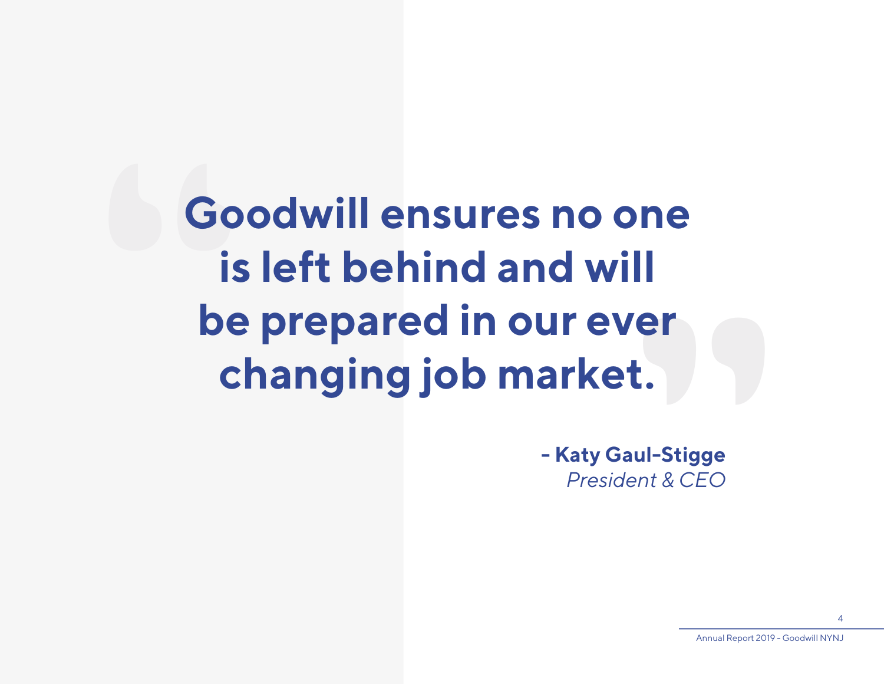# Goodwill ensures no one is left behind and will be prepared in our ever changing job market.

**- Katy Gaul-Stigge**
*President & CEO*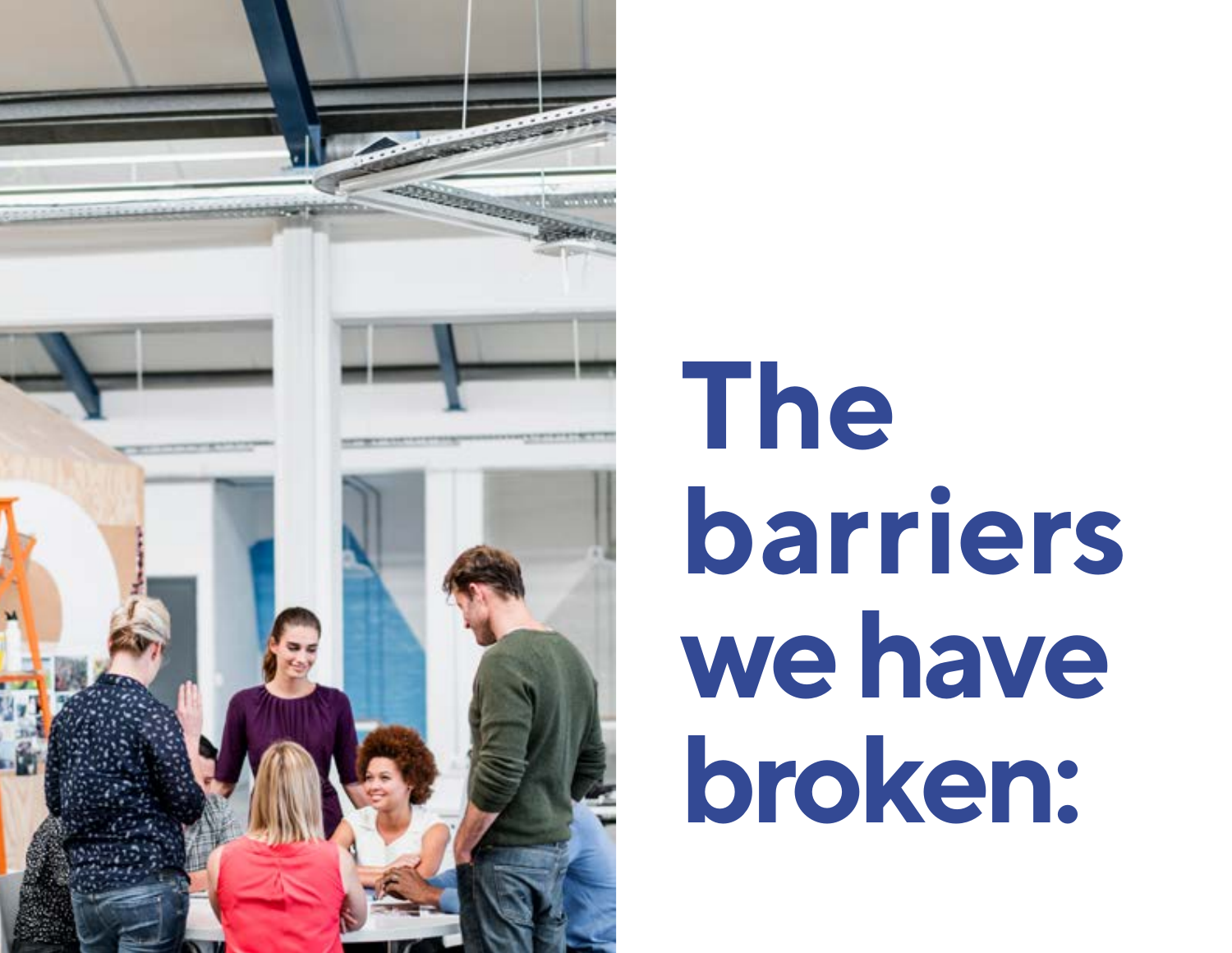# The barriers we have broken: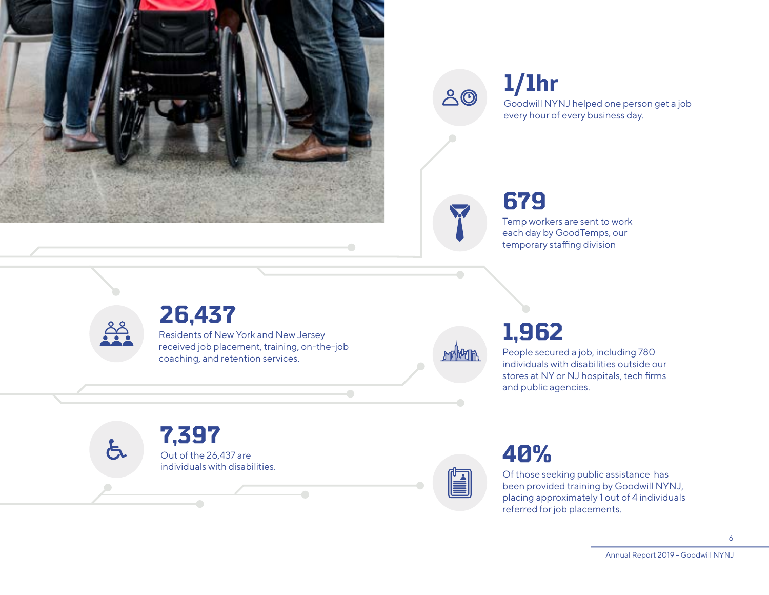**1/1hr**

Goodwill NYNJ helped one person get a job every hour of every business day.

**679**

Temp workers are sent to work each day by GoodTemps, our temporary staffing division

**26,437**

Residents of New York and New Jersey received job placement, training, on-the-job coaching, and retention services.

**1,962**

People secured a job, including 780 individuals with disabilities outside our stores at NY or NJ hospitals, tech firms and public agencies.

**7,397**

Out of the 26,437 are individuals with disabilities.

**40%**

Of those seeking public assistance has been provided training by Goodwill NYNJ, placing approximately 1 out of 4 individuals referred for job placements.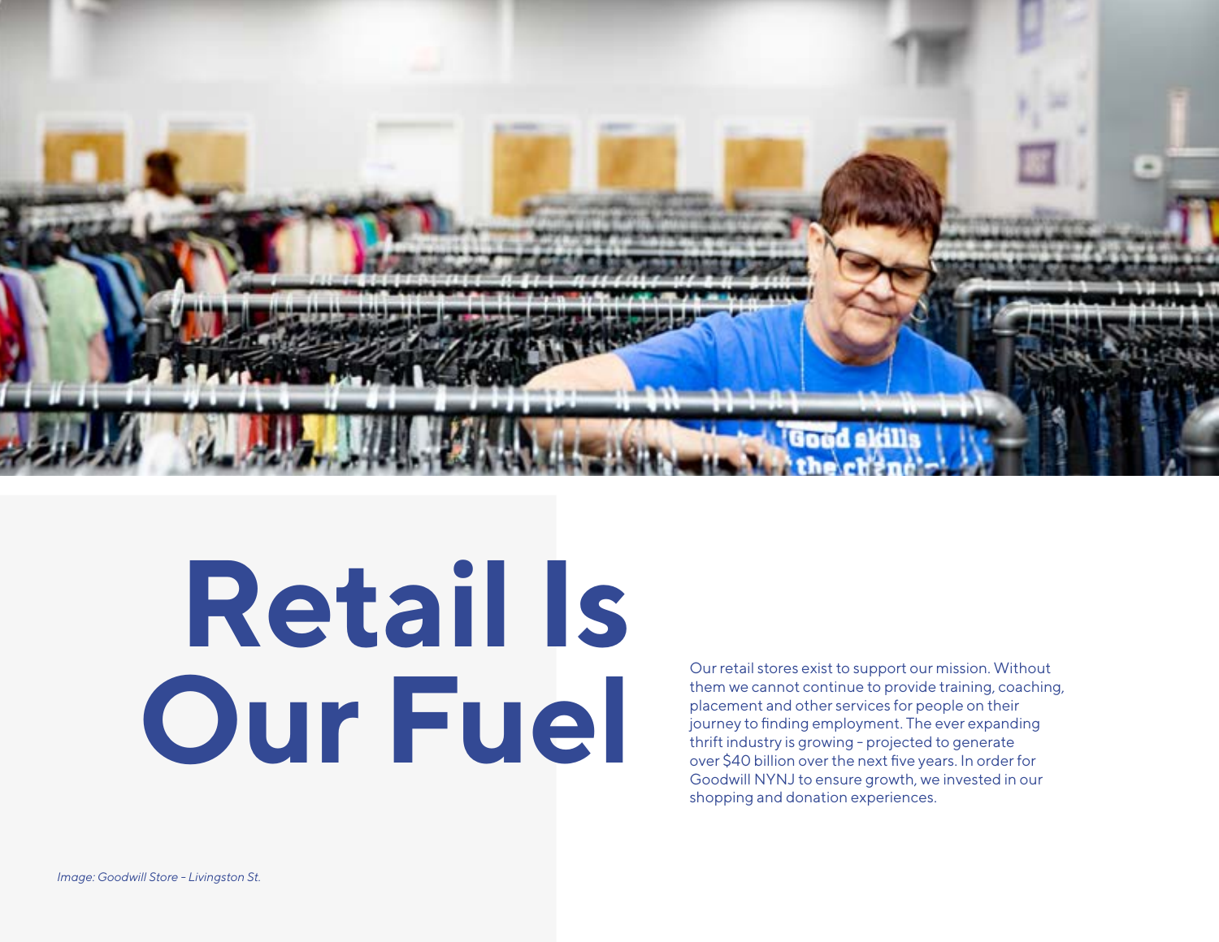# Retail Is Our Fuel

Our retail stores exist to support our mission. Without them we cannot continue to provide training, coaching, placement and other services for people on their journey to finding employment. The ever expanding thrift industry is growing – projected to generate over $40 billion over the next five years. In order for Goodwill NYNJ to ensure growth, we invested in our shopping and donation experiences.

*Image: Goodwill Store – Livingston St.*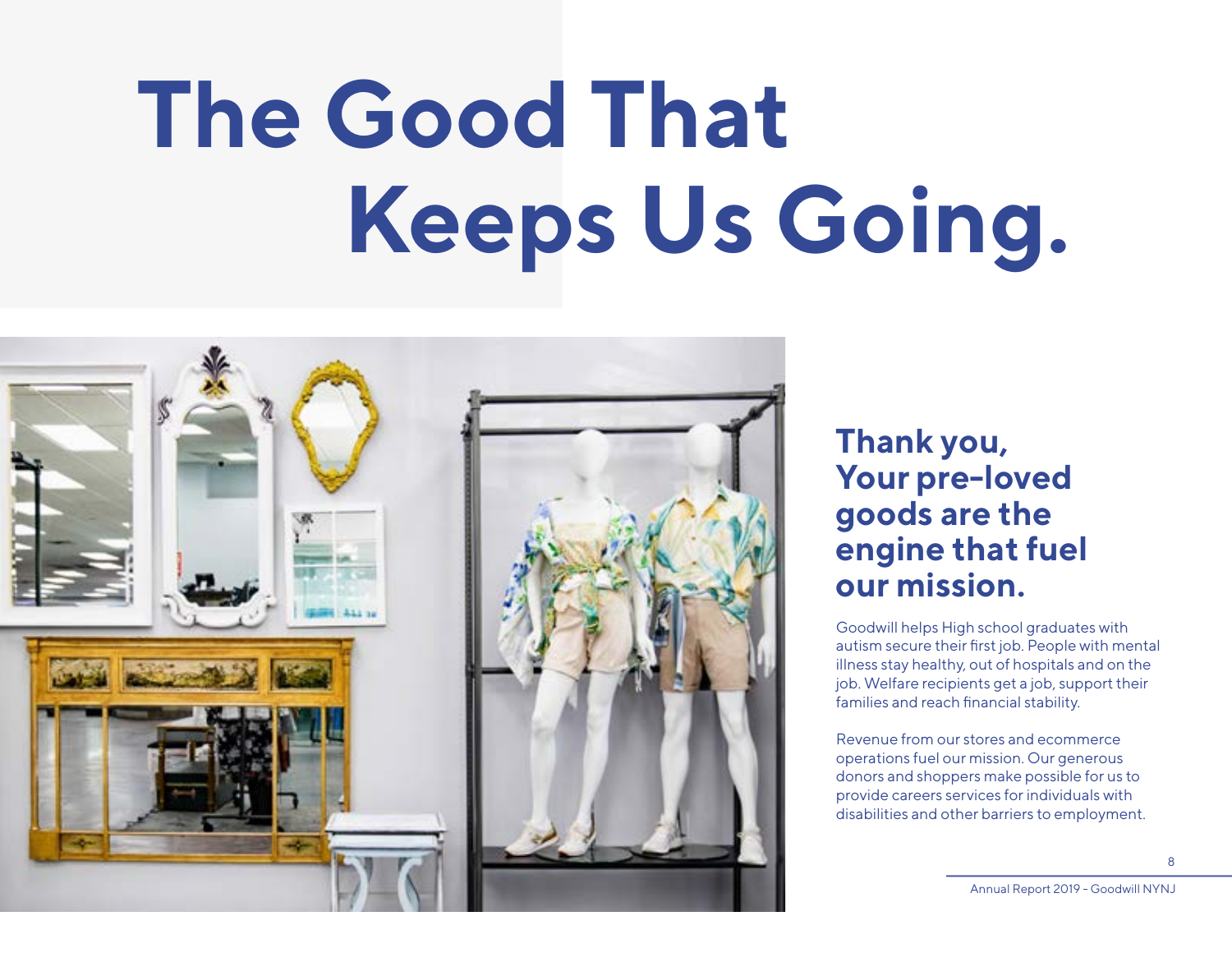# The Good That Keeps Us Going.

## Thank you, Your pre-loved goods are the engine that fuel our mission.

Goodwill helps High school graduates with autism secure their first job. People with mental illness stay healthy, out of hospitals and on the job. Welfare recipients get a job, support their families and reach financial stability.

Revenue from our stores and ecommerce operations fuel our mission. Our generous donors and shoppers make possible for us to provide careers services for individuals with disabilities and other barriers to employment.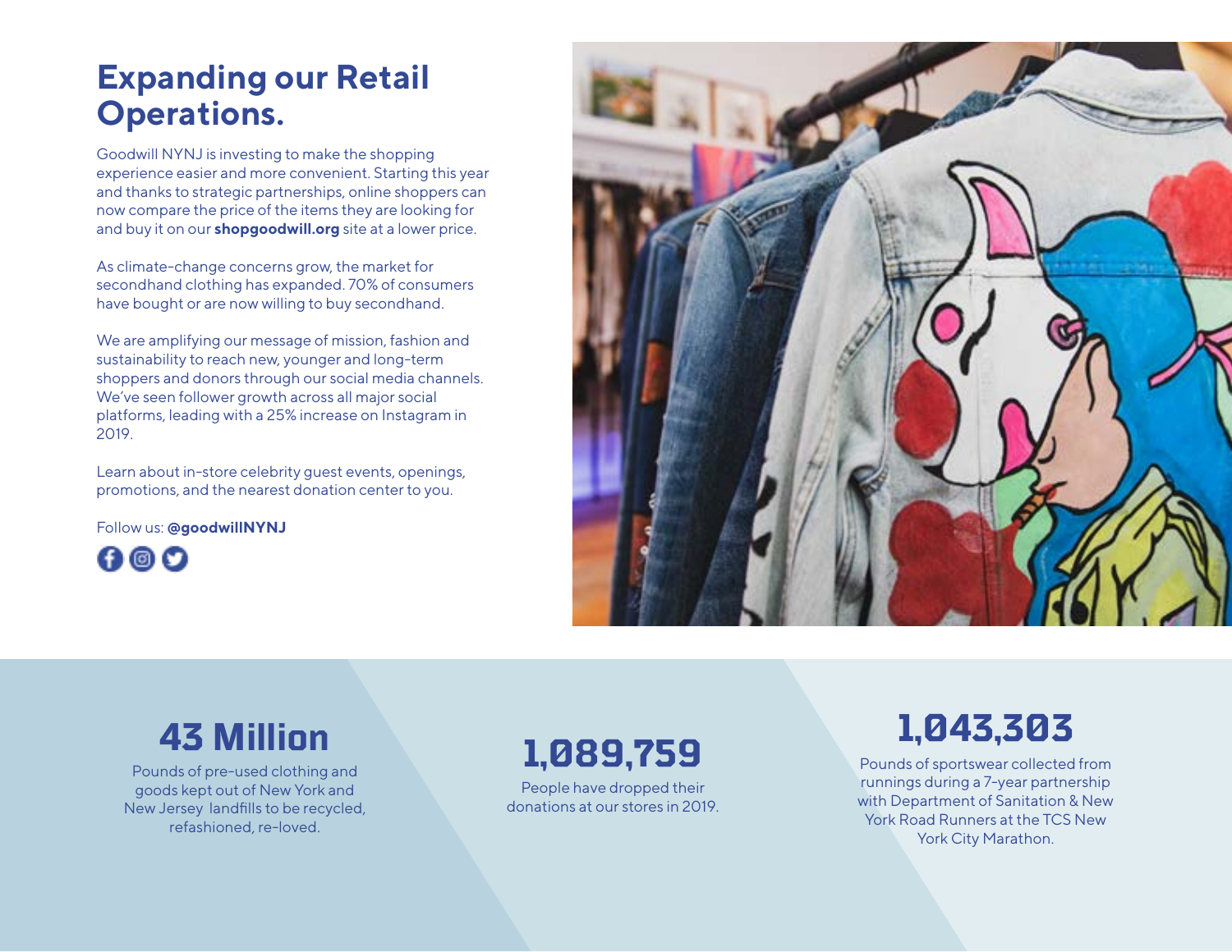# Expanding our Retail Operations.

Goodwill NYNJ is investing to make the shopping experience easier and more convenient. Starting this year and thanks to strategic partnerships, online shoppers can now compare the price of the items they are looking for and buy it on our **shopgoodwill.org** site at a lower price.

As climate-change concerns grow, the market for secondhand clothing has expanded. 70% of consumers have bought or are now willing to buy secondhand.

We are amplifying our message of mission, fashion and sustainability to reach new, younger and long-term shoppers and donors through our social media channels. We've seen follower growth across all major social platforms, leading with a 25% increase on Instagram in 2019.

Learn about in-store celebrity guest events, openings, promotions, and the nearest donation center to you.

Follow us: **@goodwillNYNJ**

## 43 Million

Pounds of pre-used clothing and goods kept out of New York and New Jersey landfills to be recycled, refashioned, re-loved.

## 1,089,759

People have dropped their donations at our stores in 2019.

## 1,043,303

Pounds of sportswear collected from runnings during a 7-year partnership with Department of Sanitation & New York Road Runners at the TCS New York City Marathon.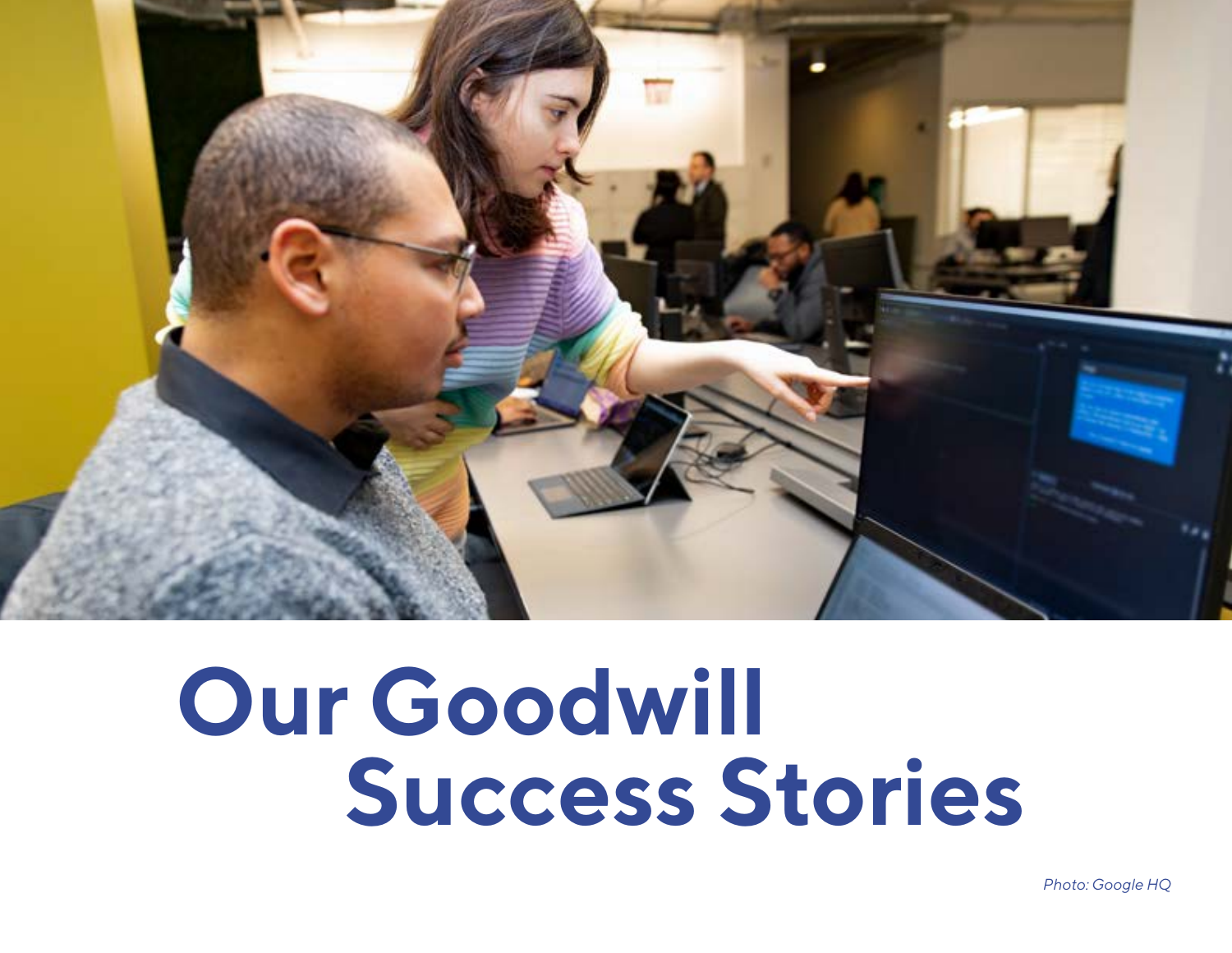# Our Goodwill Success Stories

*Photo: Google HQ*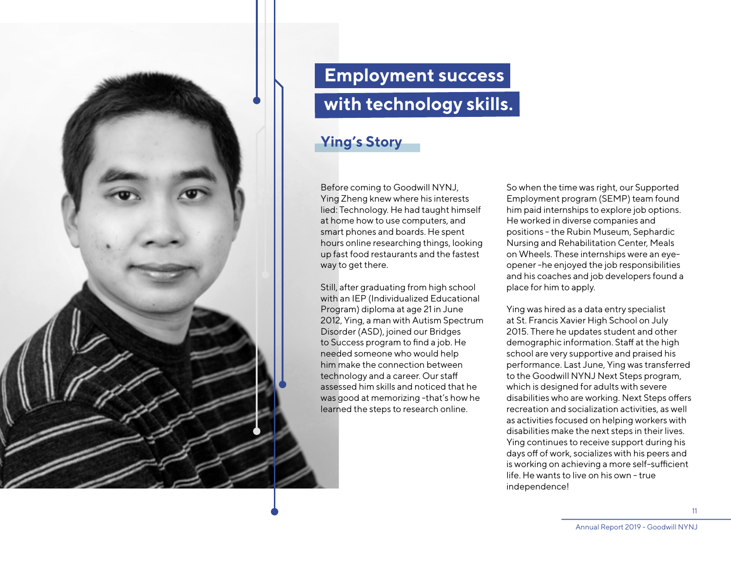# Employment success with technology skills.

## Ying's Story

Before coming to Goodwill NYNJ, Ying Zheng knew where his interests lied: Technology. He had taught himself at home how to use computers, and smart phones and boards. He spent hours online researching things, looking up fast food restaurants and the fastest way to get there.

Still, after graduating from high school with an IEP (Individualized Educational Program) diploma at age 21 in June 2012, Ying, a man with Autism Spectrum Disorder (ASD), joined our Bridges to Success program to find a job. He needed someone who would help him make the connection between technology and a career. Our staff assessed him skills and noticed that he was good at memorizing -that's how he learned the steps to research online.

So when the time was right, our Supported Employment program (SEMP) team found him paid internships to explore job options. He worked in diverse companies and positions - the Rubin Museum, Sephardic Nursing and Rehabilitation Center, Meals on Wheels. These internships were an eye-opener -he enjoyed the job responsibilities and his coaches and job developers found a place for him to apply.

Ying was hired as a data entry specialist at St. Francis Xavier High School on July 2015. There he updates student and other demographic information. Staff at the high school are very supportive and praised his performance. Last June, Ying was transferred to the Goodwill NYNJ Next Steps program, which is designed for adults with severe disabilities who are working. Next Steps offers recreation and socialization activities, as well as activities focused on helping workers with disabilities make the next steps in their lives. Ying continues to receive support during his days off of work, socializes with his peers and is working on achieving a more self-sufficient life. He wants to live on his own - true independence!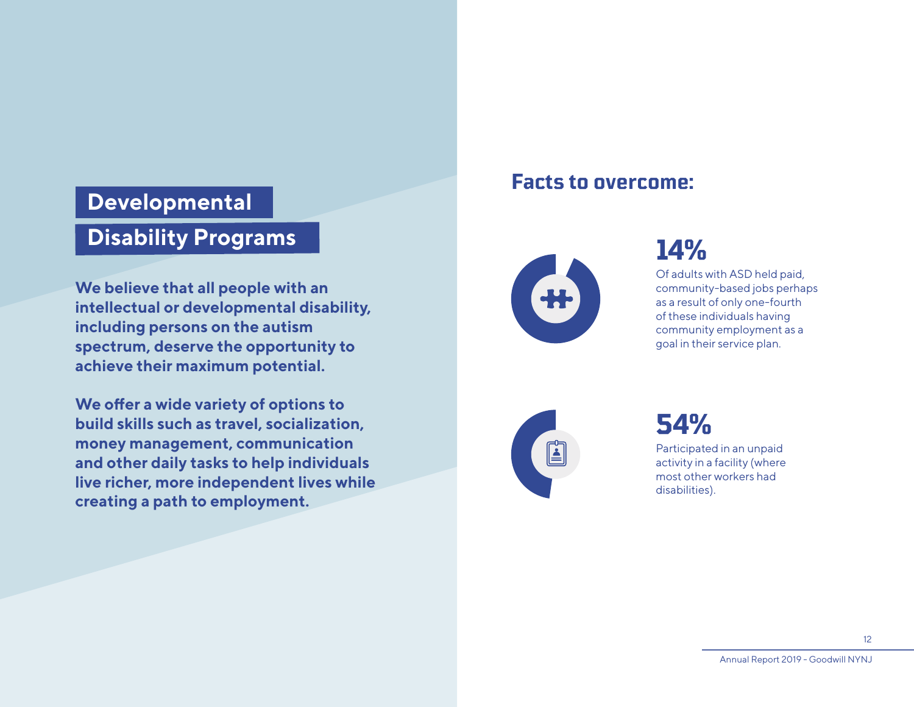# Developmental Disability Programs

**We believe that all people with an intellectual or developmental disability, including persons on the autism spectrum, deserve the opportunity to achieve their maximum potential.**

**We offer a wide variety of options to build skills such as travel, socialization, money management, communication and other daily tasks to help individuals live richer, more independent lives while creating a path to employment.**

## Facts to overcome:

### 14%

Of adults with ASD held paid, community-based jobs perhaps as a result of only one-fourth of these individuals having community employment as a goal in their service plan.

### 54%

Participated in an unpaid activity in a facility (where most other workers had disabilities).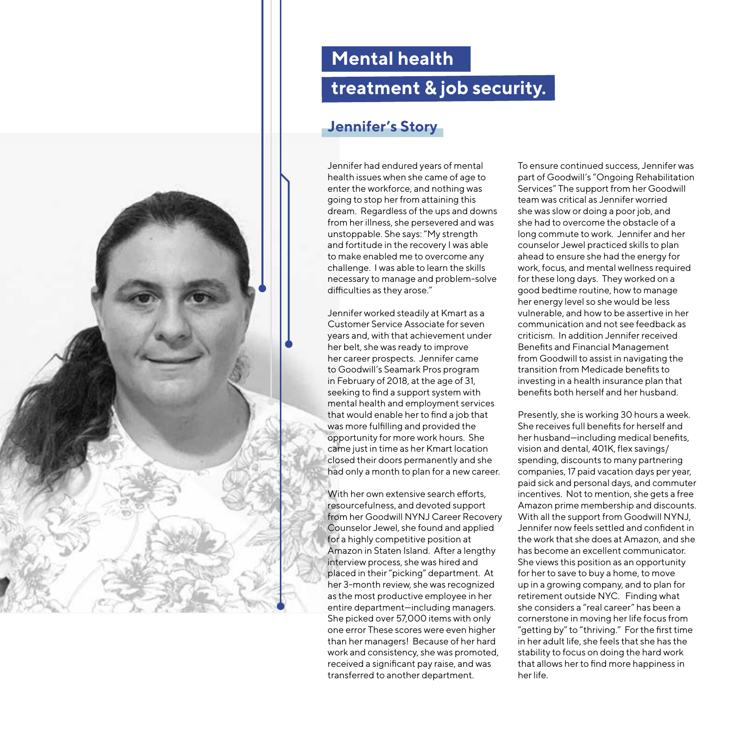# Mental health treatment & job security.

## Jennifer's Story

Jennifer had endured years of mental health issues when she came of age to enter the workforce, and nothing was going to stop her from attaining this dream. Regardless of the ups and downs from her illness, she persevered and was unstoppable. She says: "My strength and fortitude in the recovery I was able to make enabled me to overcome any challenge. I was able to learn the skills necessary to manage and problem-solve difficulties as they arose."

Jennifer worked steadily at Kmart as a Customer Service Associate for seven years and, with that achievement under her belt, she was ready to improve her career prospects. Jennifer came to Goodwill's Seamark Pros program in February of 2018, at the age of 31, seeking to find a support system with mental health and employment services that would enable her to find a job that was more fulfilling and provided the opportunity for more work hours. She came just in time as her Kmart location closed their doors permanently and she had only a month to plan for a new career.

With her own extensive search efforts, resourcefulness, and devoted support from her Goodwill NYNJ Career Recovery Counselor Jewel, she found and applied for a highly competitive position at Amazon in Staten Island. After a lengthy interview process, she was hired and placed in their "picking" department. At her 3-month review, she was recognized as the most productive employee in her entire department—including managers. She picked over 57,000 items with only one error These scores were even higher than her managers! Because of her hard work and consistency, she was promoted, received a significant pay raise, and was transferred to another department.

To ensure continued success, Jennifer was part of Goodwill's "Ongoing Rehabilitation Services" The support from her Goodwill team was critical as Jennifer worried she was slow or doing a poor job, and she had to overcome the obstacle of a long commute to work. Jennifer and her counselor Jewel practiced skills to plan ahead to ensure she had the energy for work, focus, and mental wellness required for these long days. They worked on a good bedtime routine, how to manage her energy level so she would be less vulnerable, and how to be assertive in her communication and not see feedback as criticism. In addition Jennifer received Benefits and Financial Management from Goodwill to assist in navigating the transition from Medicade benefits to investing in a health insurance plan that benefits both herself and her husband.

Presently, she is working 30 hours a week. She receives full benefits for herself and her husband—including medical benefits, vision and dental, 401K, flex savings/spending, discounts to many partnering companies, 17 paid vacation days per year, paid sick and personal days, and commuter incentives. Not to mention, she gets a free Amazon prime membership and discounts. With all the support from Goodwill NYNJ, Jennifer now feels settled and confident in the work that she does at Amazon, and she has become an excellent communicator. She views this position as an opportunity for her to save to buy a home, to move up in a growing company, and to plan for retirement outside NYC. Finding what she considers a "real career" has been a cornerstone in moving her life focus from "getting by" to "thriving." For the first time in her adult life, she feels that she has the stability to focus on doing the hard work that allows her to find more happiness in her life.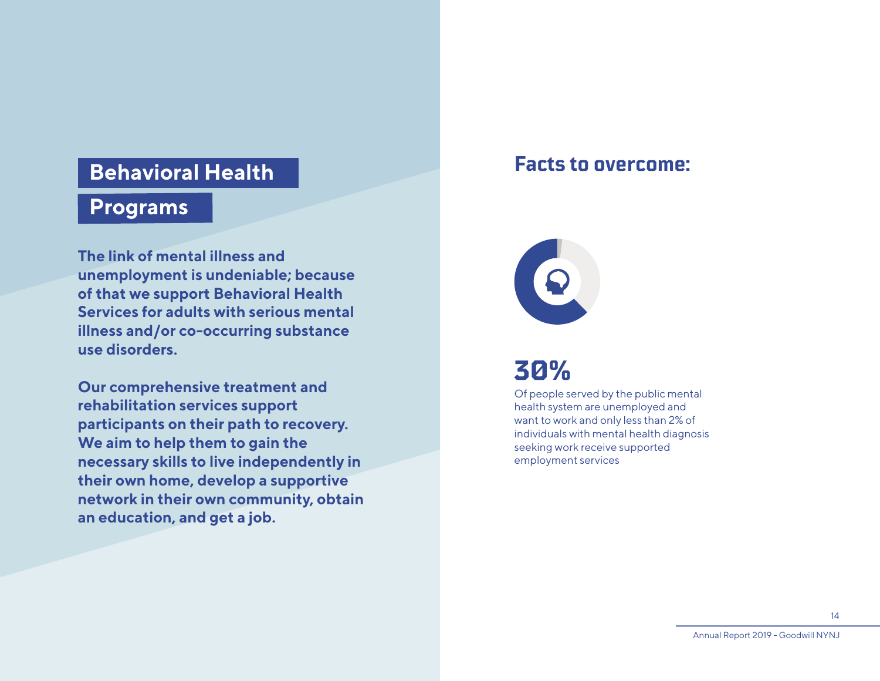# Behavioral Health Programs

**The link of mental illness and unemployment is undeniable; because of that we support Behavioral Health Services for adults with serious mental illness and/or co-occurring substance use disorders.**

**Our comprehensive treatment and rehabilitation services support participants on their path to recovery. We aim to help them to gain the necessary skills to live independently in their own home, develop a supportive network in their own community, obtain an education, and get a job.**

## Facts to overcome:

### 30%

Of people served by the public mental health system are unemployed and want to work and only less than 2% of individuals with mental health diagnosis seeking work receive supported employment services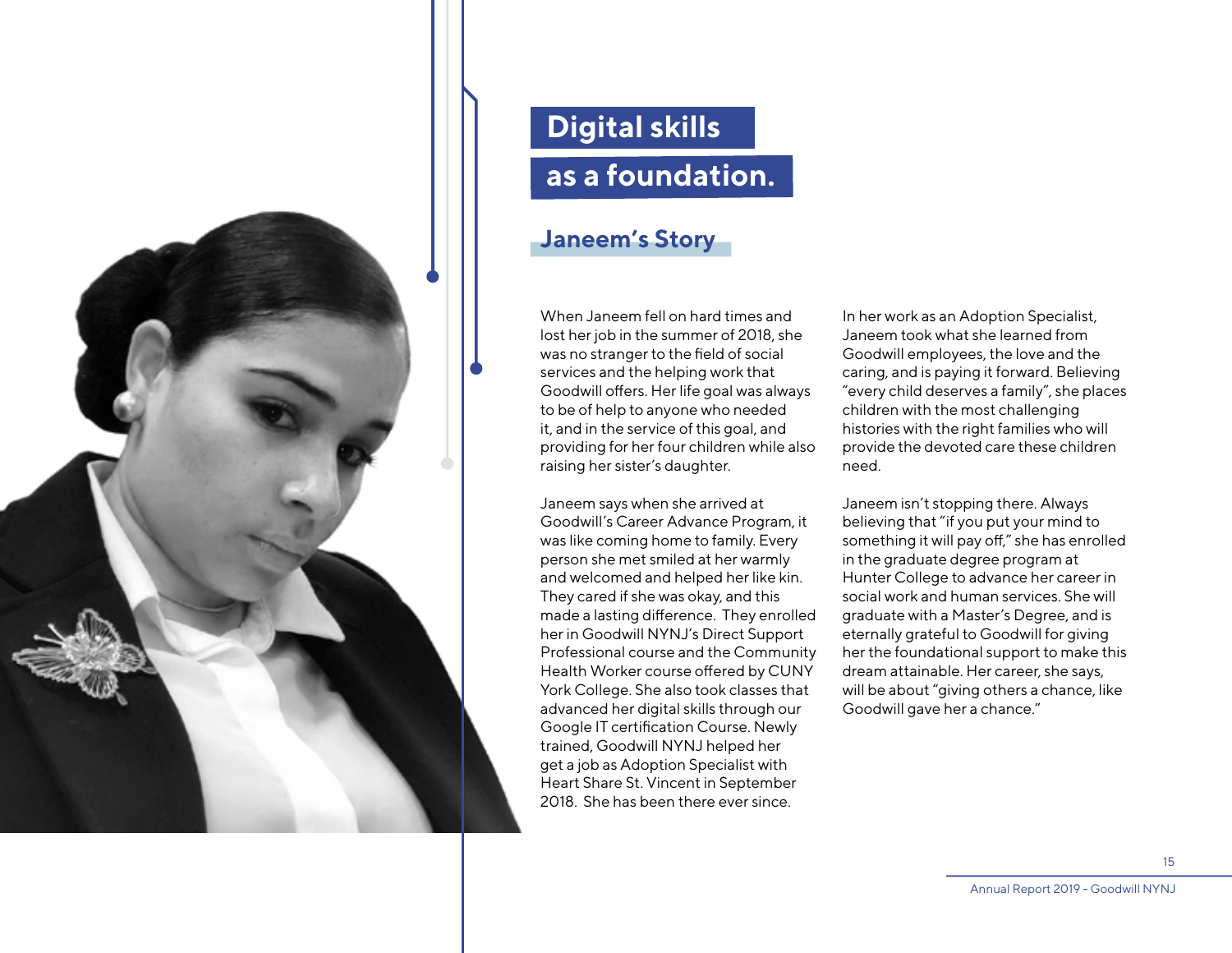# Digital skills as a foundation.

## Janeem's Story

When Janeem fell on hard times and lost her job in the summer of 2018, she was no stranger to the field of social services and the helping work that Goodwill offers. Her life goal was always to be of help to anyone who needed it, and in the service of this goal, and providing for her four children while also raising her sister's daughter.

Janeem says when she arrived at Goodwill's Career Advance Program, it was like coming home to family. Every person she met smiled at her warmly and welcomed and helped her like kin. They cared if she was okay, and this made a lasting difference. They enrolled her in Goodwill NYNJ's Direct Support Professional course and the Community Health Worker course offered by CUNY York College. She also took classes that advanced her digital skills through our Google IT certification Course. Newly trained, Goodwill NYNJ helped her get a job as Adoption Specialist with Heart Share St. Vincent in September 2018. She has been there ever since.

In her work as an Adoption Specialist, Janeem took what she learned from Goodwill employees, the love and the caring, and is paying it forward. Believing "every child deserves a family", she places children with the most challenging histories with the right families who will provide the devoted care these children need.

Janeem isn't stopping there. Always believing that "if you put your mind to something it will pay off," she has enrolled in the graduate degree program at Hunter College to advance her career in social work and human services. She will graduate with a Master's Degree, and is eternally grateful to Goodwill for giving her the foundational support to make this dream attainable. Her career, she says, will be about "giving others a chance, like Goodwill gave her a chance."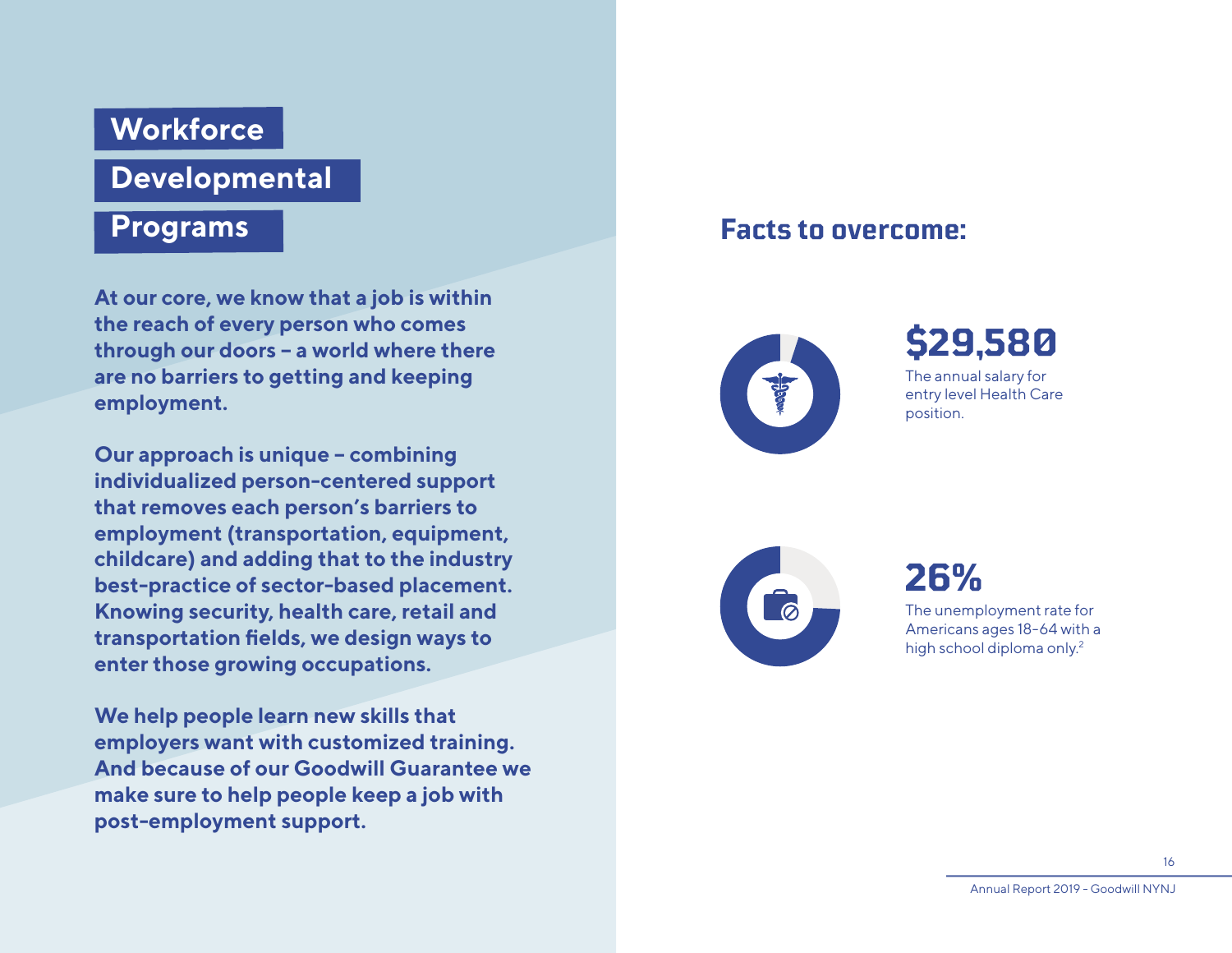# Workforce Developmental Programs

**At our core, we know that a job is within the reach of every person who comes through our doors – a world where there are no barriers to getting and keeping employment.**

**Our approach is unique – combining individualized person-centered support that removes each person's barriers to employment (transportation, equipment, childcare) and adding that to the industry best-practice of sector-based placement. Knowing security, health care, retail and transportation fields, we design ways to enter those growing occupations.**

**We help people learn new skills that employers want with customized training. And because of our Goodwill Guarantee we make sure to help people keep a job with post-employment support.**

## Facts to overcome:

**$29,580**

The annual salary for entry level Health Care position.

**26%**

The unemployment rate for Americans ages 18-64 with a high school diploma only.[2]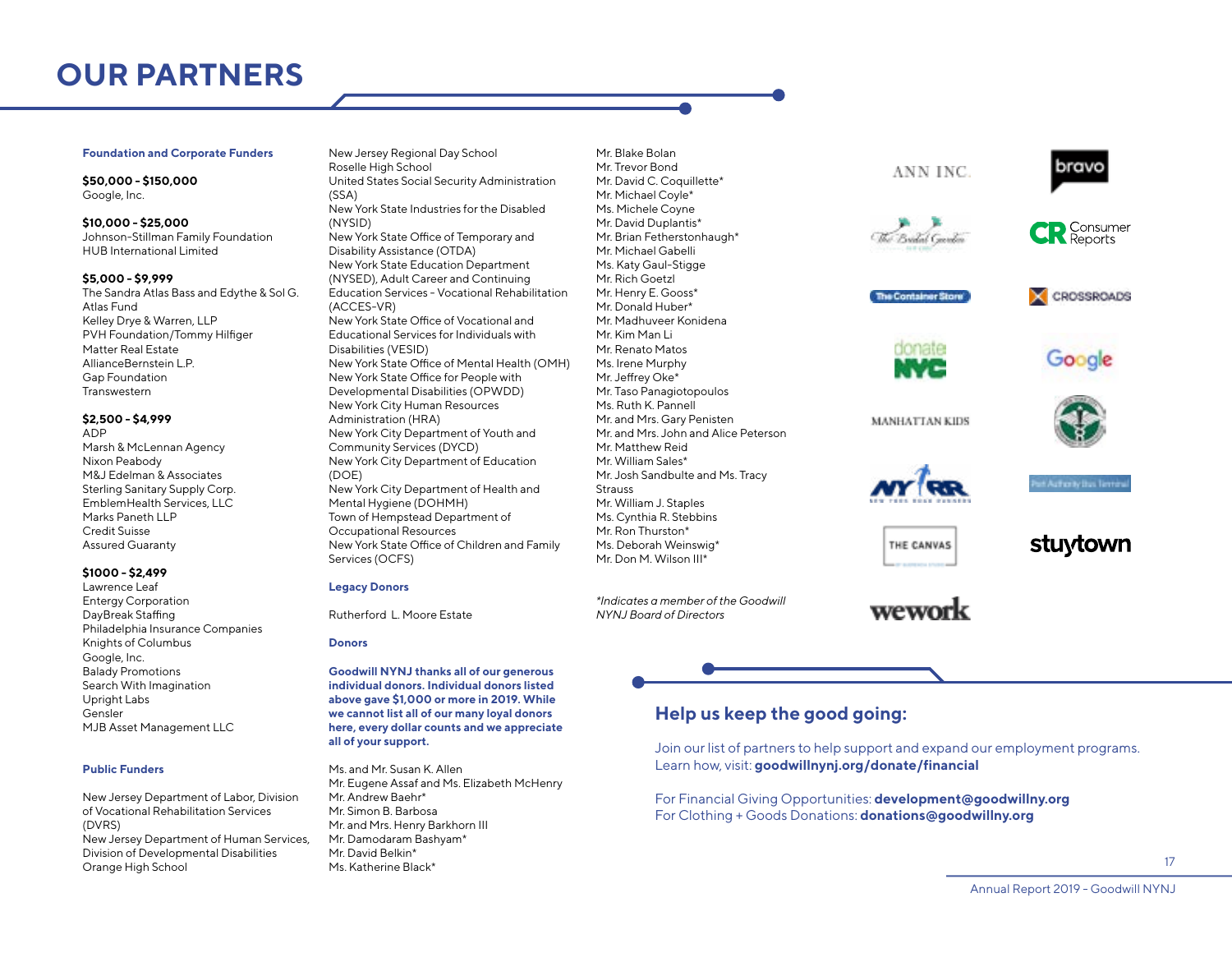# OUR PARTNERS

### Foundation and Corporate Funders

**$50,000 - $150,000**
Google, Inc.

**$10,000 - $25,000**
Johnson-Stillman Family Foundation
HUB International Limited

**$5,000 - $9,999**
The Sandra Atlas Bass and Edythe & Sol G. Atlas Fund
Kelley Drye & Warren, LLP
PVH Foundation/Tommy Hilfiger
Matter Real Estate
AllianceBernstein L.P.
Gap Foundation
Transwestern

**$2,500 - $4,999**
ADP
Marsh & McLennan Agency
Nixon Peabody
M&J Edelman & Associates
Sterling Sanitary Supply Corp.
EmblemHealth Services, LLC
Marks Paneth LLP
Credit Suisse
Assured Guaranty

**$1000 - $2,499**
Lawrence Leaf
Entergy Corporation
DayBreak Staffing
Philadelphia Insurance Companies
Knights of Columbus
Google, Inc.
Balady Promotions
Search With Imagination
Upright Labs
Gensler
MJB Asset Management LLC

### Public Funders

New Jersey Department of Labor, Division of Vocational Rehabilitation Services (DVRS)
New Jersey Department of Human Services, Division of Developmental Disabilities
Orange High School
New Jersey Regional Day School
Roselle High School
United States Social Security Administration (SSA)
New York State Industries for the Disabled (NYSID)
New York State Office of Temporary and Disability Assistance (OTDA)
New York State Education Department (NYSED), Adult Career and Continuing Education Services - Vocational Rehabilitation (ACCES-VR)
New York State Office of Vocational and Educational Services for Individuals with Disabilities (VESID)
New York State Office of Mental Health (OMH)
New York State Office for People with Developmental Disabilities (OPWDD)
New York City Human Resources Administration (HRA)
New York City Department of Youth and Community Services (DYCD)
New York City Department of Education (DOE)
New York City Department of Health and Mental Hygiene (DOHMH)
Town of Hempstead Department of Occupational Resources
New York State Office of Children and Family Services (OCFS)

### Legacy Donors

Rutherford L. Moore Estate

### Donors

**Goodwill NYNJ thanks all of our generous individual donors. Individual donors listed above gave $1,000 or more in 2019. While we cannot list all of our many loyal donors here, every dollar counts and we appreciate all of your support.**

Ms. and Mr. Susan K. Allen
Mr. Eugene Assaf and Ms. Elizabeth McHenry
Mr. Andrew Baehr*
Mr. Simon B. Barbosa
Mr. and Mrs. Henry Barkhorn III
Mr. Damodaram Bashyam*
Mr. David Belkin*
Ms. Katherine Black*
Mr. Blake Bolan
Mr. Trevor Bond
Mr. David C. Coquillette*
Mr. Michael Coyle*
Ms. Michele Coyne
Mr. David Duplantis*
Mr. Brian Fetherstonhaugh*
Mr. Michael Gabelli
Ms. Katy Gaul-Stigge
Mr. Rich Goetzl
Mr. Henry E. Gooss*
Mr. Donald Huber*
Mr. Madhuveer Konidena
Mr. Kim Man Li
Mr. Renato Matos
Ms. Irene Murphy
Mr. Jeffrey Oke*
Mr. Taso Panagiotopoulos
Ms. Ruth K. Pannell
Mr. and Mrs. Gary Penisten
Mr. and Mrs. John and Alice Peterson
Mr. Matthew Reid
Mr. William Sales*
Mr. Josh Sandbulte and Ms. Tracy Strauss
Mr. William J. Staples
Ms. Cynthia R. Stebbins
Mr. Ron Thurston*
Ms. Deborah Weinswig*
Mr. Don M. Wilson III*

*\*Indicates a member of the Goodwill NYNJ Board of Directors*

ANN INC. | bravo | The Bridal Garden | Consumer Reports | The Container Store | CROSSROADS | donate NYC | Google | MANHATTAN KIDS | NYRR | Port Authority Bus Terminal | THE CANVAS | stuytown | wework

## Help us keep the good going:

Join our list of partners to help support and expand our employment programs.
Learn how, visit: **goodwillnynj.org/donate/financial**

For Financial Giving Opportunities: **development@goodwillny.org**
For Clothing + Goods Donations: **donations@goodwillny.org**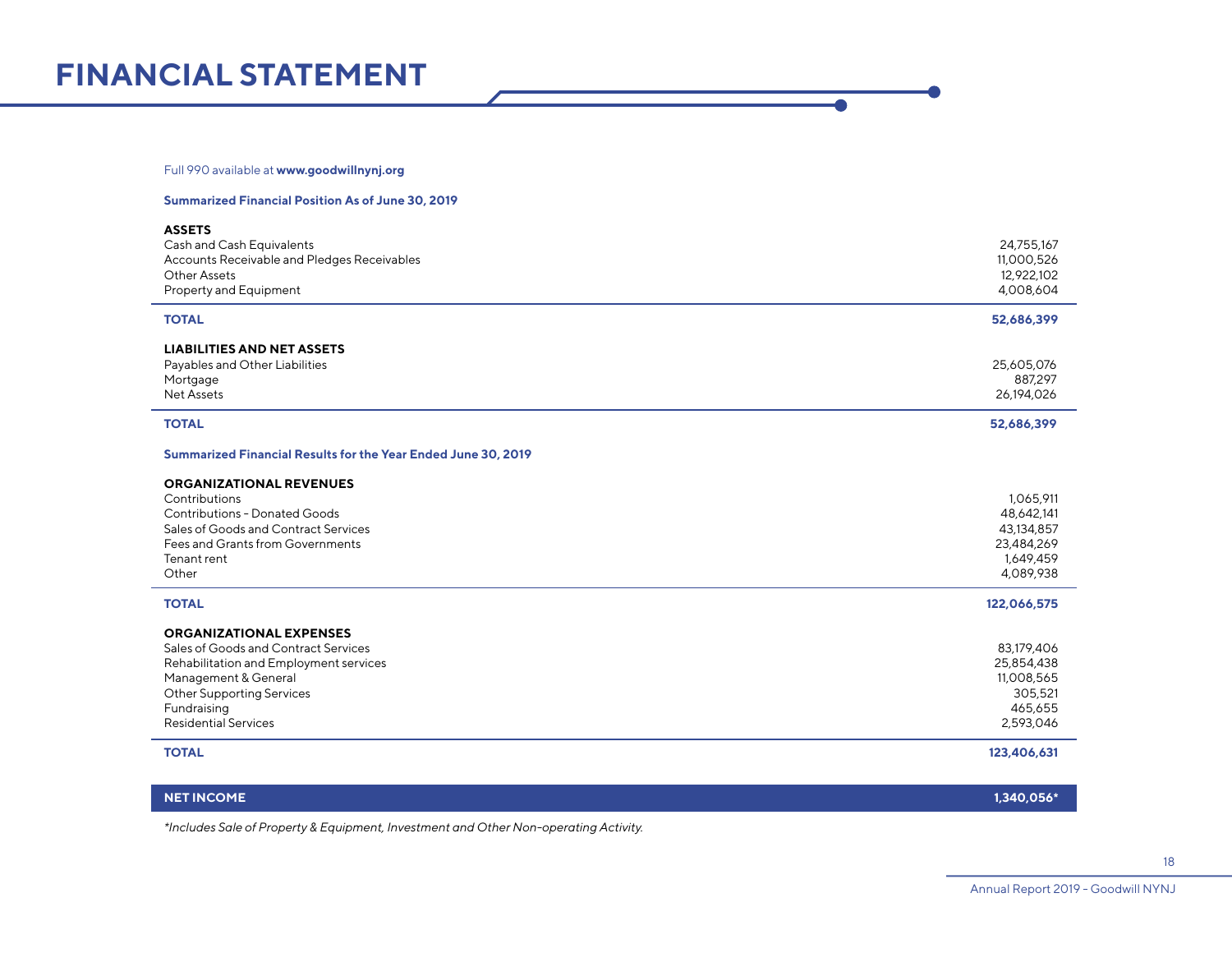# FINANCIAL STATEMENT

Full 990 available at **www.goodwillnynj.org**

**Summarized Financial Position As of June 30, 2019**

| **ASSETS** | |
|---|---:|
| Cash and Cash Equivalents | 24,755,167 |
| Accounts Receivable and Pledges Receivables | 11,000,526 |
| Other Assets | 12,922,102 |
| Property and Equipment | 4,008,604 |
| **TOTAL** | **52,686,399** |

| **LIABILITIES AND NET ASSETS** | |
|---|---:|
| Payables and Other Liabilities | 25,605,076 |
| Mortgage | 887,297 |
| Net Assets | 26,194,026 |
| **TOTAL** | **52,686,399** |

**Summarized Financial Results for the Year Ended June 30, 2019**

| **ORGANIZATIONAL REVENUES** | |
|---|---:|
| Contributions | 1,065,911 |
| Contributions - Donated Goods | 48,642,141 |
| Sales of Goods and Contract Services | 43,134,857 |
| Fees and Grants from Governments | 23,484,269 |
| Tenant rent | 1,649,459 |
| Other | 4,089,938 |
| **TOTAL** | **122,066,575** |

| **ORGANIZATIONAL EXPENSES** | |
|---|---:|
| Sales of Goods and Contract Services | 83,179,406 |
| Rehabilitation and Employment services | 25,854,438 |
| Management & General | 11,008,565 |
| Other Supporting Services | 305,521 |
| Fundraising | 465,655 |
| Residential Services | 2,593,046 |
| **TOTAL** | **123,406,631** |

| **NET INCOME** | **1,340,056*** |
|---|---:|

*\*Includes Sale of Property & Equipment, Investment and Other Non-operating Activity.*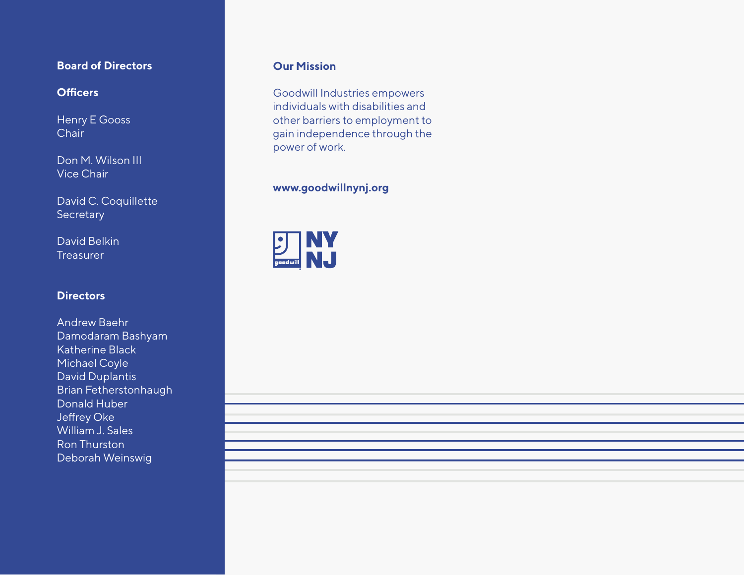## Board of Directors

### Officers

Henry E Gooss
Chair

Don M. Wilson III
Vice Chair

David C. Coquillette
Secretary

David Belkin
Treasurer

### Directors

Andrew Baehr
Damodaram Bashyam
Katherine Black
Michael Coyle
David Duplantis
Brian Fetherstonhaugh
Donald Huber
Jeffrey Oke
William J. Sales
Ron Thurston
Deborah Weinswig

## Our Mission

Goodwill Industries empowers individuals with disabilities and other barriers to employment to gain independence through the power of work.

**www.goodwillnynj.org**

goodwill NY NJ